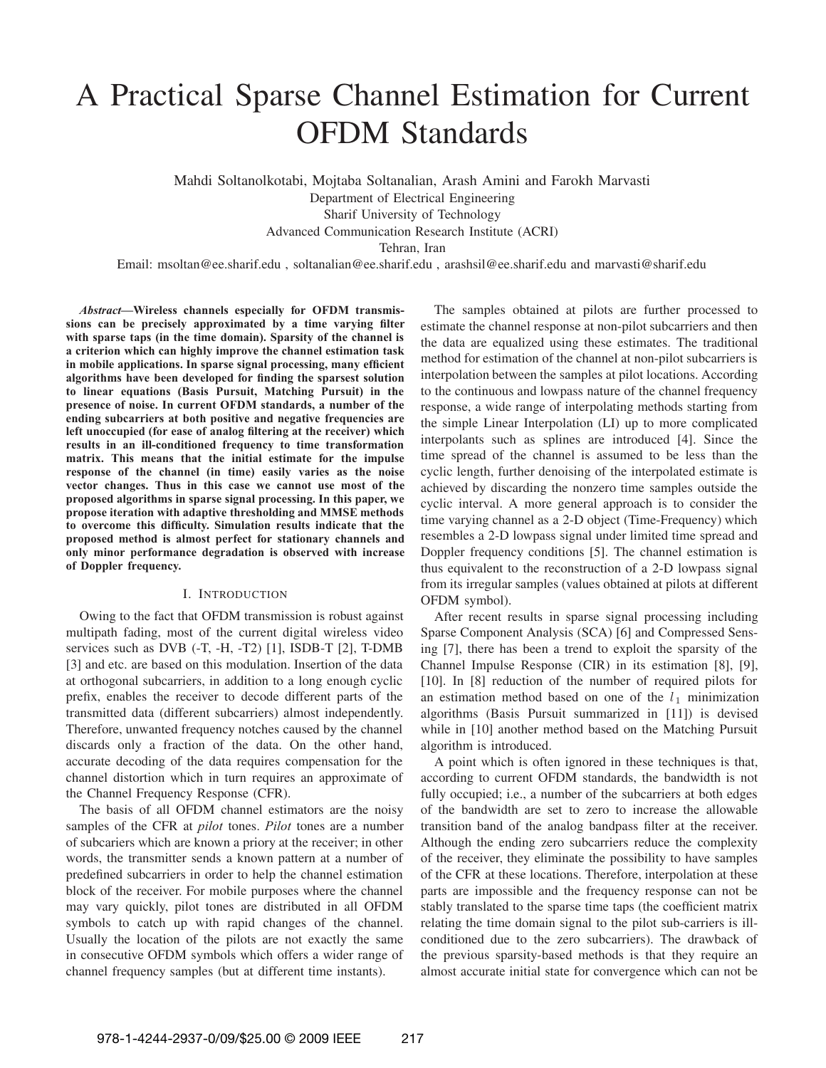# A Practical Sparse Channel Estimation for Current OFDM Standards

Mahdi Soltanolkotabi, Mojtaba Soltanalian, Arash Amini and Farokh Marvasti
Department of Electrical Engineering
Sharif University of Technology
Advanced Communication Research Institute (ACRI)
Tehran, Iran
Email: msoltan@ee.sharif.edu , soltanalian@ee.sharif.edu , arashsil@ee.sharif.edu and marvasti@sharif.edu

***Abstract*—Wireless channels especially for OFDM transmissions can be precisely approximated by a time varying filter with sparse taps (in the time domain). Sparsity of the channel is a criterion which can highly improve the channel estimation task in mobile applications. In sparse signal processing, many efficient algorithms have been developed for finding the sparsest solution to linear equations (Basis Pursuit, Matching Pursuit) in the presence of noise. In current OFDM standards, a number of the ending subcarriers at both positive and negative frequencies are left unoccupied (for ease of analog filtering at the receiver) which results in an ill-conditioned frequency to time transformation matrix. This means that the initial estimate for the impulse response of the channel (in time) easily varies as the noise vector changes. Thus in this case we cannot use most of the proposed algorithms in sparse signal processing. In this paper, we propose iteration with adaptive thresholding and MMSE methods to overcome this difficulty. Simulation results indicate that the proposed method is almost perfect for stationary channels and only minor performance degradation is observed with increase of Doppler frequency.**

## I. Introduction

Owing to the fact that OFDM transmission is robust against multipath fading, most of the current digital wireless video services such as DVB (-T, -H, -T2) [1], ISDB-T [2], T-DMB [3] and etc. are based on this modulation. Insertion of the data at orthogonal subcarriers, in addition to a long enough cyclic prefix, enables the receiver to decode different parts of the transmitted data (different subcarriers) almost independently. Therefore, unwanted frequency notches caused by the channel discards only a fraction of the data. On the other hand, accurate decoding of the data requires compensation for the channel distortion which in turn requires an approximate of the Channel Frequency Response (CFR).

The basis of all OFDM channel estimators are the noisy samples of the CFR at *pilot* tones. *Pilot* tones are a number of subcarriers which are known a priory at the receiver; in other words, the transmitter sends a known pattern at a number of predefined subcarriers in order to help the channel estimation block of the receiver. For mobile purposes where the channel may vary quickly, pilot tones are distributed in all OFDM symbols to catch up with rapid changes of the channel. Usually the location of the pilots are not exactly the same in consecutive OFDM symbols which offers a wider range of channel frequency samples (but at different time instants).

The samples obtained at pilots are further processed to estimate the channel response at non-pilot subcarriers and then the data are equalized using these estimates. The traditional method for estimation of the channel at non-pilot subcarriers is interpolation between the samples at pilot locations. According to the continuous and lowpass nature of the channel frequency response, a wide range of interpolating methods starting from the simple Linear Interpolation (LI) up to more complicated interpolants such as splines are introduced [4]. Since the time spread of the channel is assumed to be less than the cyclic length, further denoising of the interpolated estimate is achieved by discarding the nonzero time samples outside the cyclic interval. A more general approach is to consider the time varying channel as a 2-D object (Time-Frequency) which resembles a 2-D lowpass signal under limited time spread and Doppler frequency conditions [5]. The channel estimation is thus equivalent to the reconstruction of a 2-D lowpass signal from its irregular samples (values obtained at pilots at different OFDM symbol).

After recent results in sparse signal processing including Sparse Component Analysis (SCA) [6] and Compressed Sensing [7], there has been a trend to exploit the sparsity of the Channel Impulse Response (CIR) in its estimation [8], [9], [10]. In [8] reduction of the number of required pilots for an estimation method based on one of the $l_1$ minimization algorithms (Basis Pursuit summarized in [11]) is devised while in [10] another method based on the Matching Pursuit algorithm is introduced.

A point which is often ignored in these techniques is that, according to current OFDM standards, the bandwidth is not fully occupied; i.e., a number of the subcarriers at both edges of the bandwidth are set to zero to increase the allowable transition band of the analog bandpass filter at the receiver. Although the ending zero subcarriers reduce the complexity of the receiver, they eliminate the possibility to have samples of the CFR at these locations. Therefore, interpolation at these parts are impossible and the frequency response can not be stably translated to the sparse time taps (the coefficient matrix relating the time domain signal to the pilot sub-carriers is ill-conditioned due to the zero subcarriers). The drawback of the previous sparsity-based methods is that they require an almost accurate initial state for convergence which can not be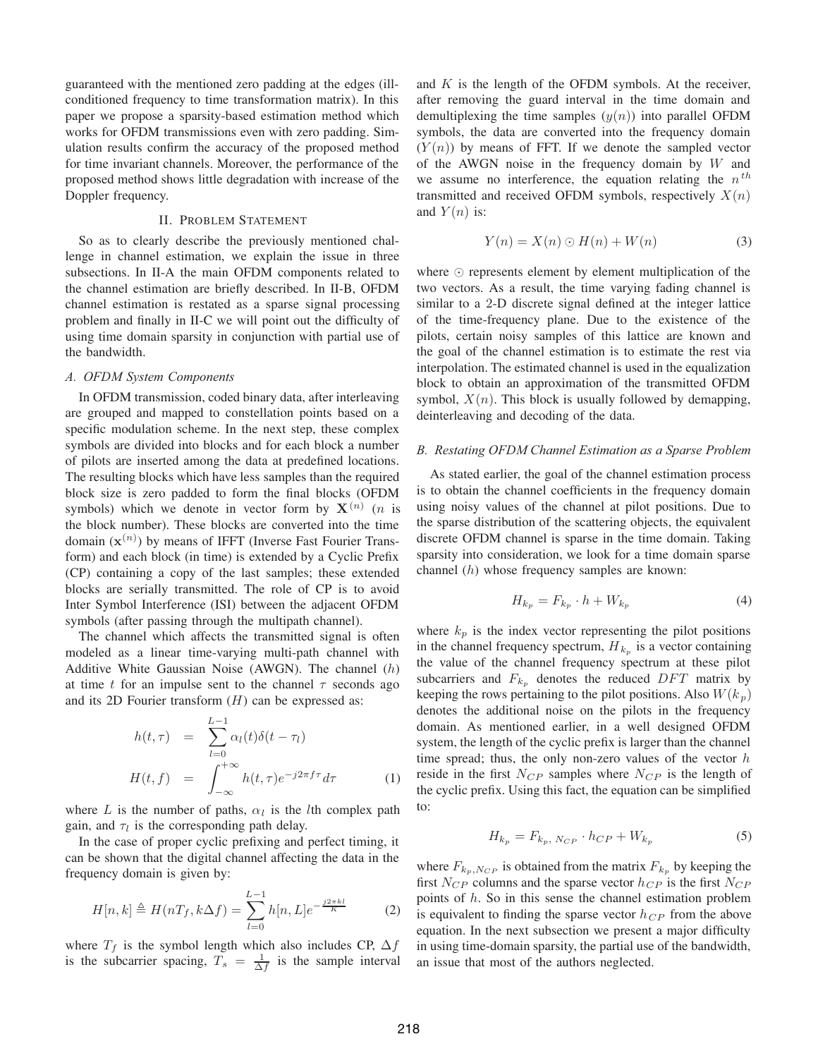guaranteed with the mentioned zero padding at the edges (ill-conditioned frequency to time transformation matrix). In this paper we propose a sparsity-based estimation method which works for OFDM transmissions even with zero padding. Simulation results confirm the accuracy of the proposed method for time invariant channels. Moreover, the performance of the proposed method shows little degradation with increase of the Doppler frequency.

## II. Problem Statement

So as to clearly describe the previously mentioned challenge in channel estimation, we explain the issue in three subsections. In II-A the main OFDM components related to the channel estimation are briefly described. In II-B, OFDM channel estimation is restated as a sparse signal processing problem and finally in II-C we will point out the difficulty of using time domain sparsity in conjunction with partial use of the bandwidth.

### A. OFDM System Components

In OFDM transmission, coded binary data, after interleaving are grouped and mapped to constellation points based on a specific modulation scheme. In the next step, these complex symbols are divided into blocks and for each block a number of pilots are inserted among the data at predefined locations. The resulting blocks which have less samples than the required block size is zero padded to form the final blocks (OFDM symbols) which we denote in vector form by $\mathbf{X}^{(n)}$ ($n$ is the block number). These blocks are converted into the time domain ($\mathbf{x}^{(n)}$) by means of IFFT (Inverse Fast Fourier Transform) and each block (in time) is extended by a Cyclic Prefix (CP) containing a copy of the last samples; these extended blocks are serially transmitted. The role of CP is to avoid Inter Symbol Interference (ISI) between the adjacent OFDM symbols (after passing through the multipath channel).

The channel which affects the transmitted signal is often modeled as a linear time-varying multi-path channel with Additive White Gaussian Noise (AWGN). The channel ($h$) at time $t$ for an impulse sent to the channel $\tau$ seconds ago and its 2D Fourier transform ($H$) can be expressed as:

$$
\begin{aligned}
h(t,\tau) &= \sum_{l=0}^{L-1} \alpha_l(t)\delta(t-\tau_l) \\
H(t,f) &= \int_{-\infty}^{+\infty} h(t,\tau)e^{-j2\pi f\tau}d\tau
\end{aligned}
\tag{1}
$$

where $L$ is the number of paths, $\alpha_l$ is the $l$th complex path gain, and $\tau_l$ is the corresponding path delay.

In the case of proper cyclic prefixing and perfect timing, it can be shown that the digital channel affecting the data in the frequency domain is given by:

$$
H[n,k] \triangleq H(nT_f, k\Delta f) = \sum_{l=0}^{L-1} h[n,L]e^{-\frac{j2\pi kl}{K}} \tag{2}
$$

where $T_f$ is the symbol length which also includes CP, $\Delta f$ is the subcarrier spacing, $T_s = \frac{1}{\Delta f}$ is the sample interval and $K$ is the length of the OFDM symbols. At the receiver, after removing the guard interval in the time domain and demultiplexing the time samples ($y(n)$) into parallel OFDM symbols, the data are converted into the frequency domain ($Y(n)$) by means of FFT. If we denote the sampled vector of the AWGN noise in the frequency domain by $W$ and we assume no interference, the equation relating the $n^{th}$ transmitted and received OFDM symbols, respectively $X(n)$ and $Y(n)$ is:

$$
Y(n) = X(n) \odot H(n) + W(n) \tag{3}
$$

where $\odot$ represents element by element multiplication of the two vectors. As a result, the time varying fading channel is similar to a 2-D discrete signal defined at the integer lattice of the time-frequency plane. Due to the existence of the pilots, certain noisy samples of this lattice are known and the goal of the channel estimation is to estimate the rest via interpolation. The estimated channel is used in the equalization block to obtain an approximation of the transmitted OFDM symbol, $X(n)$. This block is usually followed by demapping, deinterleaving and decoding of the data.

### B. Restating OFDM Channel Estimation as a Sparse Problem

As stated earlier, the goal of the channel estimation process is to obtain the channel coefficients in the frequency domain using noisy values of the channel at pilot positions. Due to the sparse distribution of the scattering objects, the equivalent discrete OFDM channel is sparse in the time domain. Taking sparsity into consideration, we look for a time domain sparse channel ($h$) whose frequency samples are known:

$$
H_{k_p} = F_{k_p} \cdot h + W_{k_p} \tag{4}
$$

where $k_p$ is the index vector representing the pilot positions in the channel frequency spectrum, $H_{k_p}$ is a vector containing the value of the channel frequency spectrum at these pilot subcarriers and $F_{k_p}$ denotes the reduced $DFT$ matrix by keeping the rows pertaining to the pilot positions. Also $W(k_p)$ denotes the additional noise on the pilots in the frequency domain. As mentioned earlier, in a well designed OFDM system, the length of the cyclic prefix is larger than the channel time spread; thus, the only non-zero values of the vector $h$ reside in the first $N_{CP}$ samples where $N_{CP}$ is the length of the cyclic prefix. Using this fact, the equation can be simplified to:

$$
H_{k_p} = F_{k_p,\, N_{CP}} \cdot h_{CP} + W_{k_p} \tag{5}
$$

where $F_{k_p,N_{CP}}$ is obtained from the matrix $F_{k_p}$ by keeping the first $N_{CP}$ columns and the sparse vector $h_{CP}$ is the first $N_{CP}$ points of $h$. So in this sense the channel estimation problem is equivalent to finding the sparse vector $h_{CP}$ from the above equation. In the next subsection we present a major difficulty in using time-domain sparsity, the partial use of the bandwidth, an issue that most of the authors neglected.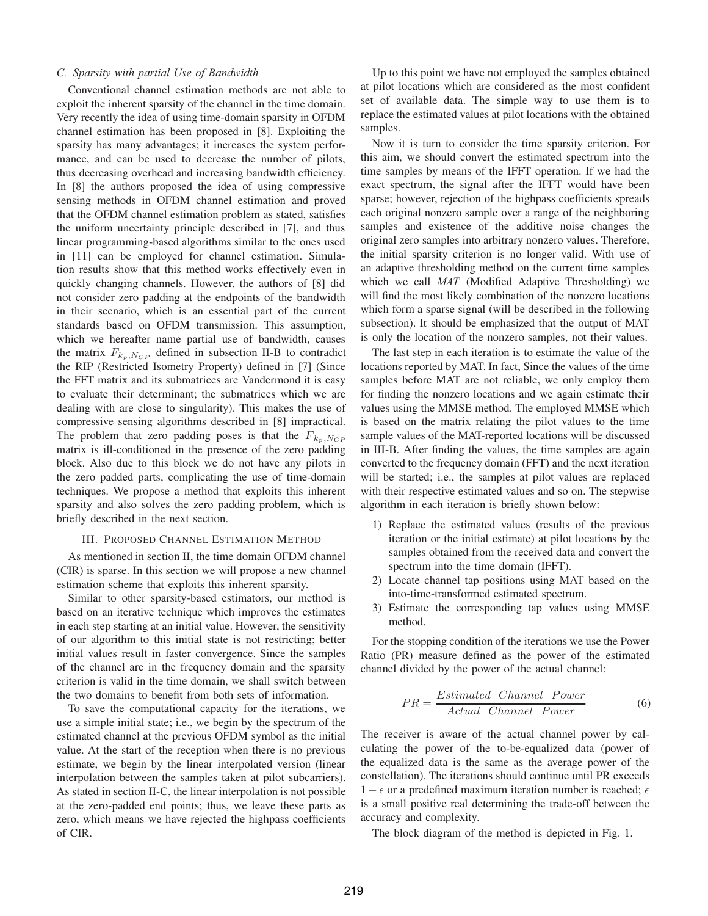### C. Sparsity with partial Use of Bandwidth

Conventional channel estimation methods are not able to exploit the inherent sparsity of the channel in the time domain. Very recently the idea of using time-domain sparsity in OFDM channel estimation has been proposed in [8]. Exploiting the sparsity has many advantages; it increases the system performance, and can be used to decrease the number of pilots, thus decreasing overhead and increasing bandwidth efficiency. In [8] the authors proposed the idea of using compressive sensing methods in OFDM channel estimation and proved that the OFDM channel estimation problem as stated, satisfies the uniform uncertainty principle described in [7], and thus linear programming-based algorithms similar to the ones used in [11] can be employed for channel estimation. Simulation results show that this method works effectively even in quickly changing channels. However, the authors of [8] did not consider zero padding at the endpoints of the bandwidth in their scenario, which is an essential part of the current standards based on OFDM transmission. This assumption, which we hereafter name partial use of bandwidth, causes the matrix $F_{k_p,N_{CP}}$ defined in subsection II-B to contradict the RIP (Restricted Isometry Property) defined in [7] (Since the FFT matrix and its submatrices are Vandermond it is easy to evaluate their determinant; the submatrices which we are dealing with are close to singularity). This makes the use of compressive sensing algorithms described in [8] impractical. The problem that zero padding poses is that the $F_{k_p,N_{CP}}$ matrix is ill-conditioned in the presence of the zero padding block. Also due to this block we do not have any pilots in the zero padded parts, complicating the use of time-domain techniques. We propose a method that exploits this inherent sparsity and also solves the zero padding problem, which is briefly described in the next section.

## III. Proposed Channel Estimation Method

As mentioned in section II, the time domain OFDM channel (CIR) is sparse. In this section we will propose a new channel estimation scheme that exploits this inherent sparsity.

Similar to other sparsity-based estimators, our method is based on an iterative technique which improves the estimates in each step starting at an initial value. However, the sensitivity of our algorithm to this initial state is not restricting; better initial values result in faster convergence. Since the samples of the channel are in the frequency domain and the sparsity criterion is valid in the time domain, we shall switch between the two domains to benefit from both sets of information.

To save the computational capacity for the iterations, we use a simple initial state; i.e., we begin by the spectrum of the estimated channel at the previous OFDM symbol as the initial value. At the start of the reception when there is no previous estimate, we begin by the linear interpolated version (linear interpolation between the samples taken at pilot subcarriers). As stated in section II-C, the linear interpolation is not possible at the zero-padded end points; thus, we leave these parts as zero, which means we have rejected the highpass coefficients of CIR.

Up to this point we have not employed the samples obtained at pilot locations which are considered as the most confident set of available data. The simple way to use them is to replace the estimated values at pilot locations with the obtained samples.

Now it is turn to consider the time sparsity criterion. For this aim, we should convert the estimated spectrum into the time samples by means of the IFFT operation. If we had the exact spectrum, the signal after the IFFT would have been sparse; however, rejection of the highpass coefficients spreads each original nonzero sample over a range of the neighboring samples and existence of the additive noise changes the original zero samples into arbitrary nonzero values. Therefore, the initial sparsity criterion is no longer valid. With use of an adaptive thresholding method on the current time samples which we call *MAT* (Modified Adaptive Thresholding) we will find the most likely combination of the nonzero locations which form a sparse signal (will be described in the following subsection). It should be emphasized that the output of MAT is only the location of the nonzero samples, not their values.

The last step in each iteration is to estimate the value of the locations reported by MAT. In fact, Since the values of the time samples before MAT are not reliable, we only employ them for finding the nonzero locations and we again estimate their values using the MMSE method. The employed MMSE which is based on the matrix relating the pilot values to the time sample values of the MAT-reported locations will be discussed in III-B. After finding the values, the time samples are again converted to the frequency domain (FFT) and the next iteration will be started; i.e., the samples at pilot values are replaced with their respective estimated values and so on. The stepwise algorithm in each iteration is briefly shown below:

1) Replace the estimated values (results of the previous iteration or the initial estimate) at pilot locations by the samples obtained from the received data and convert the spectrum into the time domain (IFFT).
2) Locate channel tap positions using MAT based on the into-time-transformed estimated spectrum.
3) Estimate the corresponding tap values using MMSE method.

For the stopping condition of the iterations we use the Power Ratio (PR) measure defined as the power of the estimated channel divided by the power of the actual channel:

$$PR = \frac{Estimated\ \ Channel\ \ Power}{Actual\ \ Channel\ \ Power} \tag{6}$$

The receiver is aware of the actual channel power by calculating the power of the to-be-equalized data (power of the equalized data is the same as the average power of the constellation). The iterations should continue until PR exceeds $1 - \epsilon$ or a predefined maximum iteration number is reached; $\epsilon$ is a small positive real determining the trade-off between the accuracy and complexity.

The block diagram of the method is depicted in Fig. 1.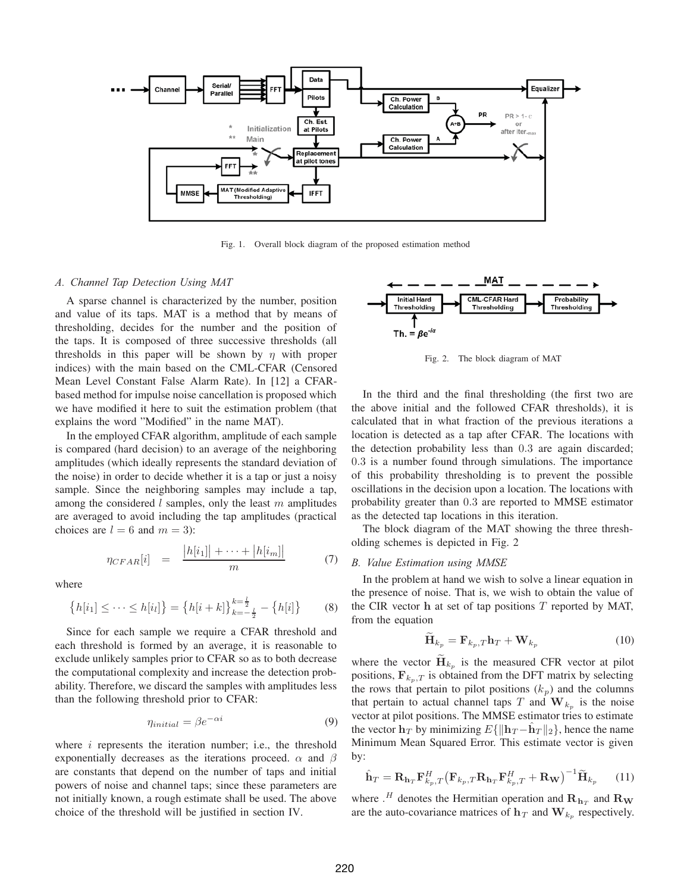Fig. 1. Overall block diagram of the proposed estimation method

### A. Channel Tap Detection Using MAT

A sparse channel is characterized by the number, position and value of its taps. MAT is a method that by means of thresholding, decides for the number and the position of the taps. It is composed of three successive thresholds (all thresholds in this paper will be shown by $\eta$ with proper indices) with the main based on the CML-CFAR (Censored Mean Level Constant False Alarm Rate). In [12] a CFAR-based method for impulse noise cancellation is proposed which we have modified it here to suit the estimation problem (that explains the word "Modified" in the name MAT).

In the employed CFAR algorithm, amplitude of each sample is compared (hard decision) to an average of the neighboring amplitudes (which ideally represents the standard deviation of the noise) in order to decide whether it is a tap or just a noisy sample. Since the neighboring samples may include a tap, among the considered $l$ samples, only the least $m$ amplitudes are averaged to avoid including the tap amplitudes (practical choices are $l = 6$ and $m = 3$):

$$\eta_{CFAR}[i] \quad = \quad \frac{|h[i_1]| + \cdots + |h[i_m]|}{m} \tag{7}$$

where

$$\{h[i_1] \leq \cdots \leq h[i_l]\} = \{h[i+k]\}_{k=-\frac{l}{2}}^{k=\frac{l}{2}} - \{h[i]\} \tag{8}$$

Since for each sample we require a CFAR threshold and each threshold is formed by an average, it is reasonable to exclude unlikely samples prior to CFAR so as to both decrease the computational complexity and increase the detection probability. Therefore, we discard the samples with amplitudes less than the following threshold prior to CFAR:

$$\eta_{initial} = \beta e^{-\alpha i} \tag{9}$$

where $i$ represents the iteration number; i.e., the threshold exponentially decreases as the iterations proceed. $\alpha$ and $\beta$ are constants that depend on the number of taps and initial powers of noise and channel taps; since these parameters are not initially known, a rough estimate shall be used. The above choice of the threshold will be justified in section IV.

Fig. 2. The block diagram of MAT

In the third and the final thresholding (the first two are the above initial and the followed CFAR thresholds), it is calculated that in what fraction of the previous iterations a location is detected as a tap after CFAR. The locations with the detection probability less than $0.3$ are again discarded; $0.3$ is a number found through simulations. The importance of this probability thresholding is to prevent the possible oscillations in the decision upon a location. The locations with probability greater than $0.3$ are reported to MMSE estimator as the detected tap locations in this iteration.

The block diagram of the MAT showing the three thresholding schemes is depicted in Fig. 2

### B. Value Estimation using MMSE

In the problem at hand we wish to solve a linear equation in the presence of noise. That is, we wish to obtain the value of the CIR vector $\mathbf{h}$ at set of tap positions $T$ reported by MAT, from the equation

$$\widetilde{\mathbf{H}}_{k_p} = \mathbf{F}_{k_p,T}\mathbf{h}_T + \mathbf{W}_{k_p} \tag{10}$$

where the vector $\widetilde{\mathbf{H}}_{k_p}$ is the measured CFR vector at pilot positions, $\mathbf{F}_{k_p,T}$ is obtained from the DFT matrix by selecting the rows that pertain to pilot positions ($k_p$) and the columns that pertain to actual channel taps $T$ and $\mathbf{W}_{k_p}$ is the noise vector at pilot positions. The MMSE estimator tries to estimate the vector $\mathbf{h}_T$ by minimizing $E\{\|\mathbf{h}_T - \hat{\mathbf{h}}_T\|_2\}$, hence the name Minimum Mean Squared Error. This estimate vector is given by:

$$\hat{\mathbf{h}}_T = \mathbf{R}_{\mathbf{h}_T}\mathbf{F}_{k_p,T}^H\big(\mathbf{F}_{k_p,T}\mathbf{R}_{\mathbf{h}_T}\mathbf{F}_{k_p,T}^H + \mathbf{R}_{\mathbf{W}}\big)^{-1}\widetilde{\mathbf{H}}_{k_p} \tag{11}$$

where $.^H$ denotes the Hermitian operation and $\mathbf{R}_{\mathbf{h}_T}$ and $\mathbf{R}_{\mathbf{W}}$ are the auto-covariance matrices of $\mathbf{h}_T$ and $\mathbf{W}_{k_p}$ respectively.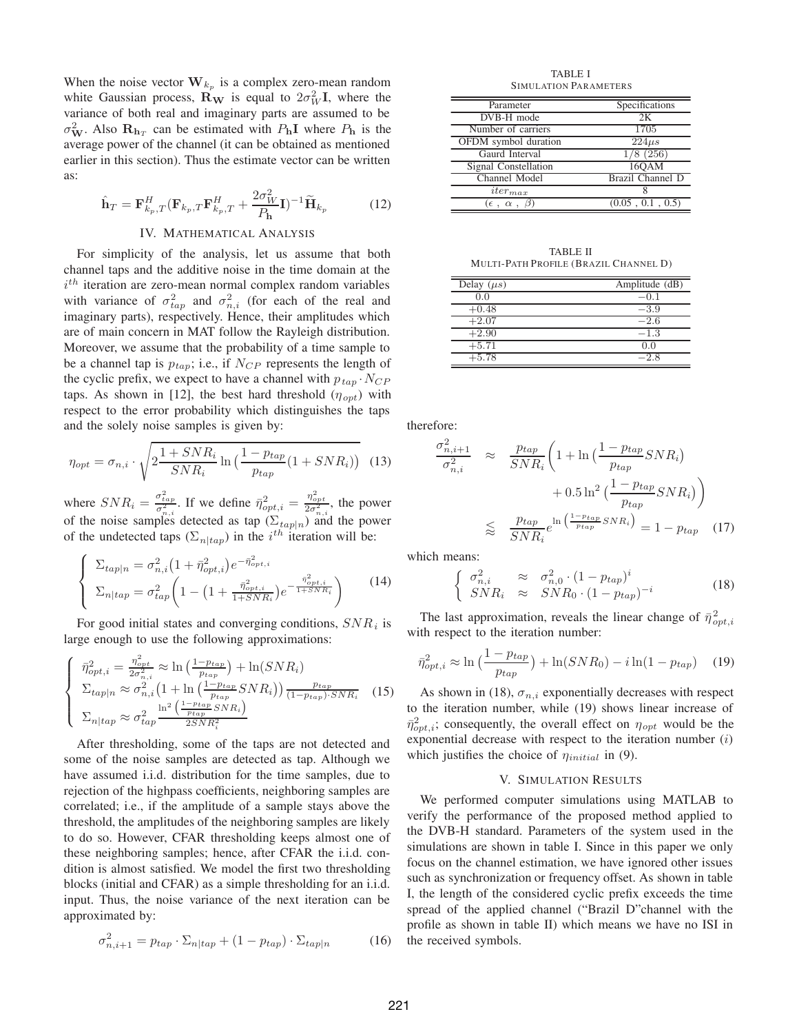When the noise vector $\mathbf{W}_{k_p}$ is a complex zero-mean random white Gaussian process, $\mathbf{R_W}$ is equal to $2\sigma_W^2\mathbf{I}$, where the variance of both real and imaginary parts are assumed to be $\sigma_{\mathbf{W}}^2$. Also $\mathbf{R}_{\mathbf{h}_T}$ can be estimated with $P_{\mathbf{h}}\mathbf{I}$ where $P_{\mathbf{h}}$ is the average power of the channel (it can be obtained as mentioned earlier in this section). Thus the estimate vector can be written as:

$$\hat{\mathbf{h}}_T = \mathbf{F}_{k_p,T}^H(\mathbf{F}_{k_p,T}\mathbf{F}_{k_p,T}^H + \frac{2\sigma_W^2}{P_{\mathbf{h}}}\mathbf{I})^{-1}\widetilde{\mathbf{H}}_{k_p} \qquad (12)$$

## IV. Mathematical Analysis

For simplicity of the analysis, let us assume that both channel taps and the additive noise in the time domain at the $i^{th}$ iteration are zero-mean normal complex random variables with variance of $\sigma_{tap}^2$ and $\sigma_{n,i}^2$ (for each of the real and imaginary parts), respectively. Hence, their amplitudes which are of main concern in MAT follow the Rayleigh distribution. Moreover, we assume that the probability of a time sample to be a channel tap is $p_{tap}$; i.e., if $N_{CP}$ represents the length of the cyclic prefix, we expect to have a channel with $p_{tap} \cdot N_{CP}$ taps. As shown in [12], the best hard threshold ($\eta_{opt}$) with respect to the error probability which distinguishes the taps and the solely noise samples is given by:

$$\eta_{opt} = \sigma_{n,i} \cdot \sqrt{2\frac{1+SNR_i}{SNR_i}\ln\big(\frac{1-p_{tap}}{p_{tap}}(1+SNR_i)\big)} \quad (13)$$

where $SNR_i = \frac{\sigma_{tap}^2}{\sigma_{n,i}^2}$. If we define $\bar{\eta}_{opt,i}^2 = \frac{\eta_{opt}^2}{2\sigma_{n,i}^2}$, the power of the noise samples detected as tap ($\Sigma_{tap|n}$) and the power of the undetected taps ($\Sigma_{n|tap}$) in the $i^{th}$ iteration will be:

$$\begin{cases} \Sigma_{tap|n} = \sigma_{n,i}^2\big(1+\bar{\eta}_{opt,i}^2\big)e^{-\bar{\eta}_{opt,i}^2} \\ \Sigma_{n|tap} = \sigma_{tap}^2\bigg(1-\big(1+\frac{\bar{\eta}_{opt,i}^2}{1+SNR_i}\big)e^{-\frac{\bar{\eta}_{opt,i}^2}{1+SNR_i}}\bigg) \end{cases} \quad (14)$$

For good initial states and converging conditions, $SNR_i$ is large enough to use the following approximations:

$$\begin{cases} \bar{\eta}_{opt,i}^2 = \frac{\eta_{opt}^2}{2\sigma_{n,i}^2} \approx \ln\big(\frac{1-p_{tap}}{p_{tap}}\big) + \ln(SNR_i) \\ \Sigma_{tap|n} \approx \sigma_{n,i}^2\big(1+\ln\big(\frac{1-p_{tap}}{p_{tap}}SNR_i\big)\big)\frac{p_{tap}}{(1-p_{tap})\cdot SNR_i} \\ \Sigma_{n|tap} \approx \sigma_{tap}^2\frac{\ln^2\big(\frac{1-p_{tap}}{p_{tap}}SNR_i\big)}{2SNR_i^2} \end{cases} \quad (15)$$

After thresholding, some of the taps are not detected and some of the noise samples are detected as tap. Although we have assumed i.i.d. distribution for the time samples, due to rejection of the highpass coefficients, neighboring samples are correlated; i.e., if the amplitude of a sample stays above the threshold, the amplitudes of the neighboring samples are likely to do so. However, CFAR thresholding keeps almost one of these neighboring samples; hence, after CFAR the i.i.d. condition is almost satisfied. We model the first two thresholding blocks (initial and CFAR) as a simple thresholding for an i.i.d. input. Thus, the noise variance of the next iteration can be approximated by:

$$\sigma_{n,i+1}^2 = p_{tap}\cdot\Sigma_{n|tap} + (1-p_{tap})\cdot\Sigma_{tap|n} \qquad (16)$$

therefore:

$$\begin{aligned} \frac{\sigma_{n,i+1}^2}{\sigma_{n,i}^2} &\approx \frac{p_{tap}}{SNR_i}\bigg(1+\ln\big(\frac{1-p_{tap}}{p_{tap}}SNR_i\big) \\ &\qquad + 0.5\ln^2\big(\frac{1-p_{tap}}{p_{tap}}SNR_i\big)\bigg) \\ &\lessapprox \frac{p_{tap}}{SNR_i}e^{\ln\big(\frac{1-p_{tap}}{p_{tap}}SNR_i\big)} = 1-p_{tap} \end{aligned} \quad (17)$$

which means:

$$\begin{cases} \sigma_{n,i}^2 \approx \sigma_{n,0}^2\cdot(1-p_{tap})^i \\ SNR_i \approx SNR_0\cdot(1-p_{tap})^{-i} \end{cases} \quad (18)$$

The last approximation, reveals the linear change of $\bar{\eta}_{opt,i}^2$ with respect to the iteration number:

$$\bar{\eta}_{opt,i}^2 \approx \ln\big(\frac{1-p_{tap}}{p_{tap}}\big) + \ln(SNR_0) - i\ln(1-p_{tap}) \quad (19)$$

As shown in (18), $\sigma_{n,i}$ exponentially decreases with respect to the iteration number, while (19) shows linear increase of $\bar{\eta}_{opt,i}^2$; consequently, the overall effect on $\eta_{opt}$ would be the exponential decrease with respect to the iteration number ($i$) which justifies the choice of $\eta_{initial}$ in (9).

## V. Simulation Results

We performed computer simulations using MATLAB to verify the performance of the proposed method applied to the DVB-H standard. Parameters of the system used in the simulations are shown in table I. Since in this paper we only focus on the channel estimation, we have ignored other issues such as synchronization or frequency offset. As shown in table I, the length of the considered cyclic prefix exceeds the time spread of the applied channel ("Brazil D"channel with the profile as shown in table II) which means we have no ISI in the received symbols.

TABLE I
Simulation Parameters

| Parameter | Specifications |
|---|---|
| DVB-H mode | 2K |
| Number of carriers | 1705 |
| OFDM symbol duration | $224\mu s$ |
| Gaurd Interval | 1/8 (256) |
| Signal Constellation | 16QAM |
| Channel Model | Brazil Channel D |
| $iter_{max}$ | 8 |
| ($\epsilon$ , $\alpha$ , $\beta$) | (0.05 , 0.1 , 0.5) |

TABLE II
Multi-Path Profile (Brazil Channel D)

| Delay ($\mu s$) | Amplitude (dB) |
|---|---|
| 0.0 | $-0.1$ |
| +0.48 | $-3.9$ |
| +2.07 | $-2.6$ |
| +2.90 | $-1.3$ |
| +5.71 | 0.0 |
| +5.78 | $-2.8$ |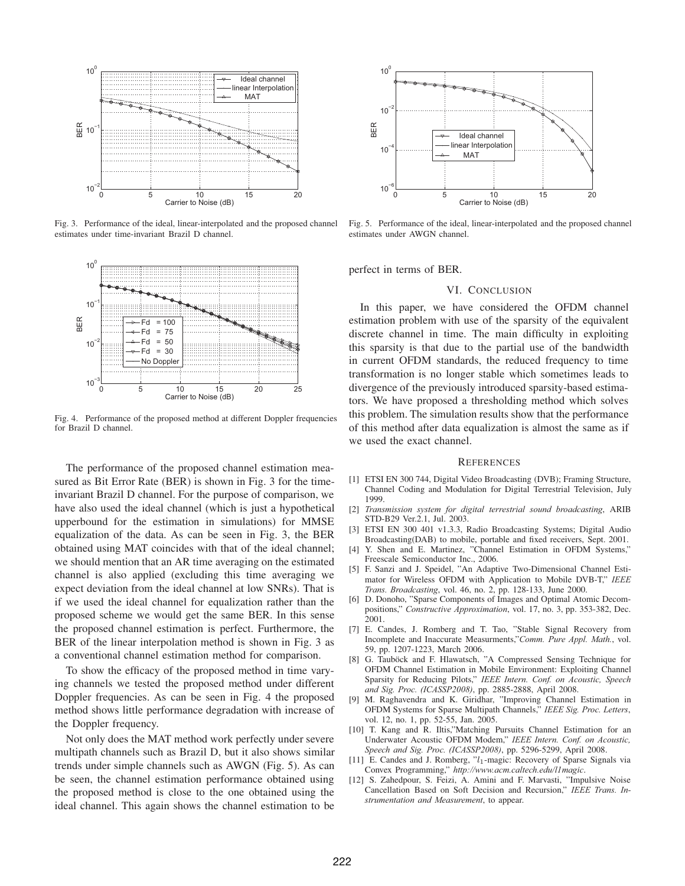10^0

Ideal channel
linear Interpolation
MAT

BER 10^−1

10^−2

0 5 10 15 20
Carrier to Noise (dB)

Fig. 3. Performance of the ideal, linear-interpolated and the proposed channel estimates under time-invariant Brazil D channel.

10^0

10^−1

BER

Fd = 100
Fd = 75
Fd = 50
Fd = 30
No Doppler

10^−2

10^−3
0 5 10 15 20 25
Carrier to Noise (dB)

Fig. 4. Performance of the proposed method at different Doppler frequencies for Brazil D channel.

The performance of the proposed channel estimation measured as Bit Error Rate (BER) is shown in Fig. 3 for the time-invariant Brazil D channel. For the purpose of comparison, we have also used the ideal channel (which is just a hypothetical upperbound for the estimation in simulations) for MMSE equalization of the data. As can be seen in Fig. 3, the BER obtained using MAT coincides with that of the ideal channel; we should mention that an AR time averaging on the estimated channel is also applied (excluding this time averaging we expect deviation from the ideal channel at low SNRs). That is if we used the ideal channel for equalization rather than the proposed scheme we would get the same BER. In this sense the proposed channel estimation is perfect. Furthermore, the BER of the linear interpolation method is shown in Fig. 3 as a conventional channel estimation method for comparison.

To show the efficacy of the proposed method in time varying channels we tested the proposed method under different Doppler frequencies. As can be seen in Fig. 4 the proposed method shows little performance degradation with increase of the Doppler frequency.

Not only does the MAT method work perfectly under severe multipath channels such as Brazil D, but it also shows similar trends under simple channels such as AWGN (Fig. 5). As can be seen, the channel estimation performance obtained using the proposed method is close to the one obtained using the ideal channel. This again shows the channel estimation to be perfect in terms of BER.

10^0

10^−2

BER

Ideal channel
linear Interpolation
MAT

10^−4

10^−6
0 5 10 15 20
Carrier to Noise (dB)

Fig. 5. Performance of the ideal, linear-interpolated and the proposed channel estimates under AWGN channel.

## VI. Conclusion

In this paper, we have considered the OFDM channel estimation problem with use of the sparsity of the equivalent discrete channel in time. The main difficulty in exploiting this sparsity is that due to the partial use of the bandwidth in current OFDM standards, the reduced frequency to time transformation is no longer stable which sometimes leads to divergence of the previously introduced sparsity-based estimators. We have proposed a thresholding method which solves this problem. The simulation results show that the performance of this method after data equalization is almost the same as if we used the exact channel.

## References

[1] ETSI EN 300 744, Digital Video Broadcasting (DVB); Framing Structure, Channel Coding and Modulation for Digital Terrestrial Television, July 1999.

[2] *Transmission system for digital terrestrial sound broadcasting*, ARIB STD-B29 Ver.2.1, Jul. 2003.

[3] ETSI EN 300 401 v1.3.3, Radio Broadcasting Systems; Digital Audio Broadcasting(DAB) to mobile, portable and fixed receivers, Sept. 2001.

[4] Y. Shen and E. Martinez, "Channel Estimation in OFDM Systems," Freescale Semiconductor Inc., 2006.

[5] F. Sanzi and J. Speidel, "An Adaptive Two-Dimensional Channel Estimator for Wireless OFDM with Application to Mobile DVB-T," *IEEE Trans. Broadcasting*, vol. 46, no. 2, pp. 128-133, June 2000.

[6] D. Donoho, "Sparse Components of Images and Optimal Atomic Decompositions," *Constructive Approximation*, vol. 17, no. 3, pp. 353-382, Dec. 2001.

[7] E. Candes, J. Romberg and T. Tao, "Stable Signal Recovery from Incomplete and Inaccurate Measurments,"*Comm. Pure Appl. Math.*, vol. 59, pp. 1207-1223, March 2006.

[8] G. Tauböck and F. Hlawatsch, "A Compressed Sensing Technique for OFDM Channel Estimation in Mobile Environment: Exploiting Channel Sparsity for Reducing Pilots," *IEEE Intern. Conf. on Acoustic, Speech and Sig. Proc. (ICASSP2008)*, pp. 2885-2888, April 2008.

[9] M. Raghavendra and K. Giridhar, "Improving Channel Estimation in OFDM Systems for Sparse Multipath Channels," *IEEE Sig. Proc. Letters*, vol. 12, no. 1, pp. 52-55, Jan. 2005.

[10] T. Kang and R. Iltis,"Matching Pursuits Channel Estimation for an Underwater Acoustic OFDM Modem," *IEEE Intern. Conf. on Acoustic, Speech and Sig. Proc. (ICASSP2008)*, pp. 5296-5299, April 2008.

[11] E. Candes and J. Romberg, "$l_1$-magic: Recovery of Sparse Signals via Convex Programming," *http://www.acm.caltech.edu/l1magic*.

[12] S. Zahedpour, S. Feizi, A. Amini and F. Marvasti, "Impulsive Noise Cancellation Based on Soft Decision and Recursion," *IEEE Trans. Instrumentation and Measurement*, to appear.